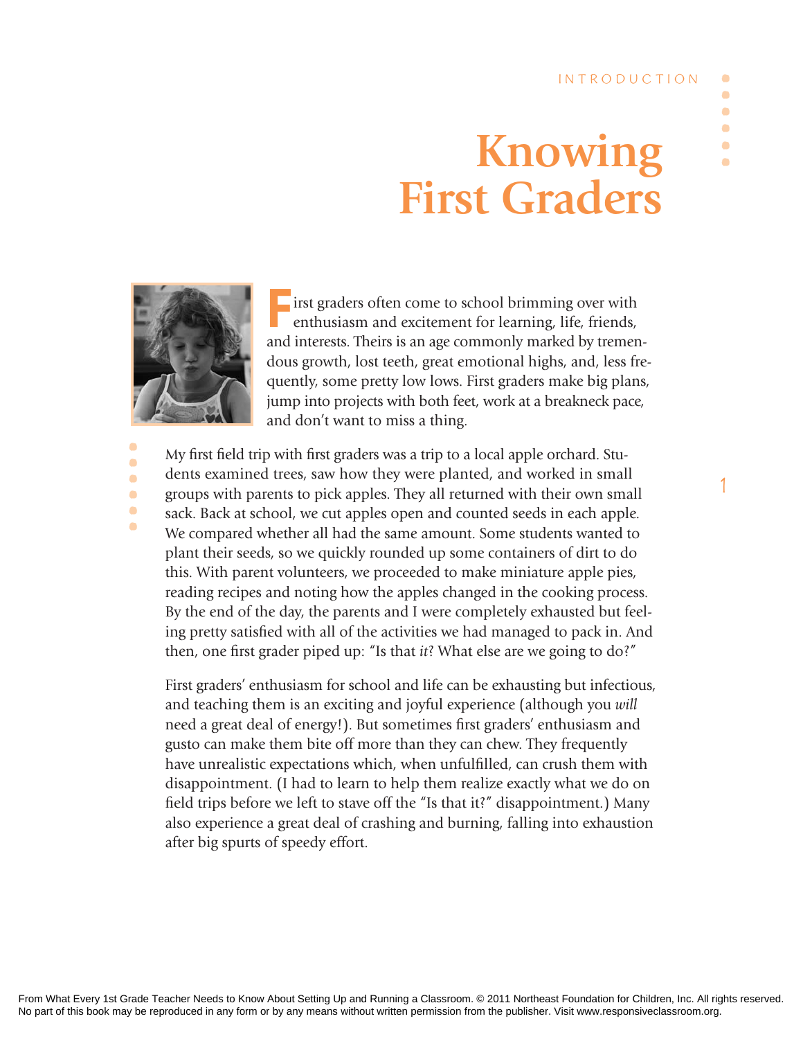INTRODUCTION

# Knowing First Graders

First graders often come to school brimming over with enthusiasm and excitement for learning, life, friends, and interests. Theirs is an age commonly marked by tremendous growth, lost teeth, great emotional highs, and, less frequently, some pretty low lows. First graders make big plans, jump into projects with both feet, work at a breakneck pace, and don't want to miss a thing.

My first field trip with first graders was a trip to a local apple orchard. Students examined trees, saw how they were planted, and worked in small groups with parents to pick apples. They all returned with their own small sack. Back at school, we cut apples open and counted seeds in each apple. We compared whether all had the same amount. Some students wanted to plant their seeds, so we quickly rounded up some containers of dirt to do this. With parent volunteers, we proceeded to make miniature apple pies, reading recipes and noting how the apples changed in the cooking process. By the end of the day, the parents and I were completely exhausted but feeling pretty satisfied with all of the activities we had managed to pack in. And then, one first grader piped up: "Is that *it*? What else are we going to do?"

First graders' enthusiasm for school and life can be exhausting but infectious, and teaching them is an exciting and joyful experience (although you *will* need a great deal of energy!). But sometimes first graders' enthusiasm and gusto can make them bite off more than they can chew. They frequently have unrealistic expectations which, when unfulfilled, can crush them with disappointment. (I had to learn to help them realize exactly what we do on field trips before we left to stave off the "Is that it?" disappointment.) Many also experience a great deal of crashing and burning, falling into exhaustion after big spurts of speedy effort.

From What Every 1st Grade Teacher Needs to Know About Setting Up and Running a Classroom. © 2011 Northeast Foundation for Children, Inc. All rights reserved. No part of this book may be reproduced in any form or by any means without written permission from the publisher. Visit www.responsiveclassroom.org.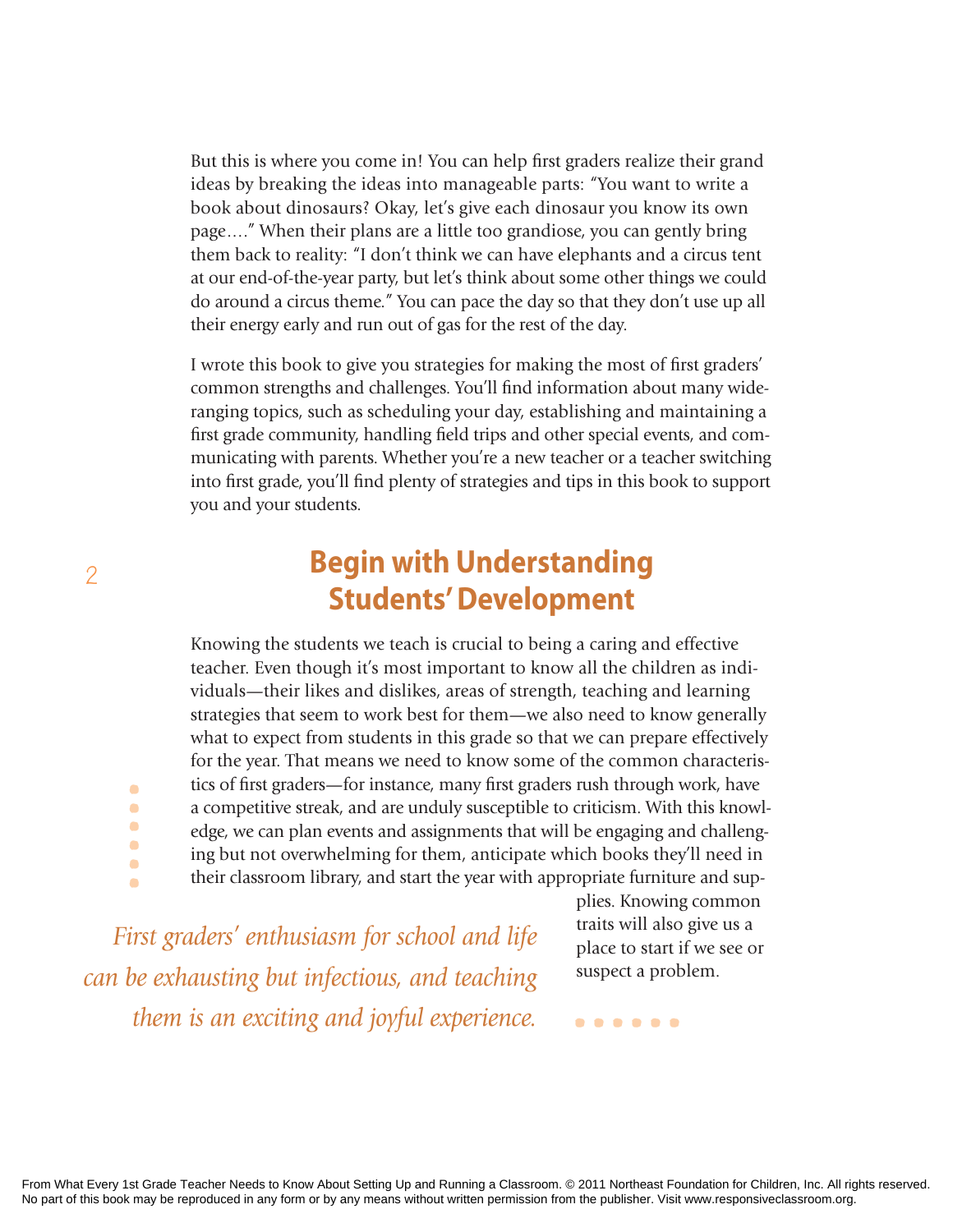But this is where you come in! You can help first graders realize their grand ideas by breaking the ideas into manageable parts: "You want to write a book about dinosaurs? Okay, let's give each dinosaur you know its own page…." When their plans are a little too grandiose, you can gently bring them back to reality: "I don't think we can have elephants and a circus tent at our end-of-the-year party, but let's think about some other things we could do around a circus theme." You can pace the day so that they don't use up all their energy early and run out of gas for the rest of the day.

I wrote this book to give you strategies for making the most of first graders' common strengths and challenges. You'll find information about many wide-ranging topics, such as scheduling your day, establishing and maintaining a first grade community, handling field trips and other special events, and communicating with parents. Whether you're a new teacher or a teacher switching into first grade, you'll find plenty of strategies and tips in this book to support you and your students.

## Begin with Understanding Students' Development

Knowing the students we teach is crucial to being a caring and effective teacher. Even though it's most important to know all the children as individuals—their likes and dislikes, areas of strength, teaching and learning strategies that seem to work best for them—we also need to know generally what to expect from students in this grade so that we can prepare effectively for the year. That means we need to know some of the common characteristics of first graders—for instance, many first graders rush through work, have a competitive streak, and are unduly susceptible to criticism. With this knowledge, we can plan events and assignments that will be engaging and challenging but not overwhelming for them, anticipate which books they'll need in their classroom library, and start the year with appropriate furniture and supplies. Knowing common traits will also give us a place to start if we see or suspect a problem.

*First graders' enthusiasm for school and life can be exhausting but infectious, and teaching them is an exciting and joyful experience.*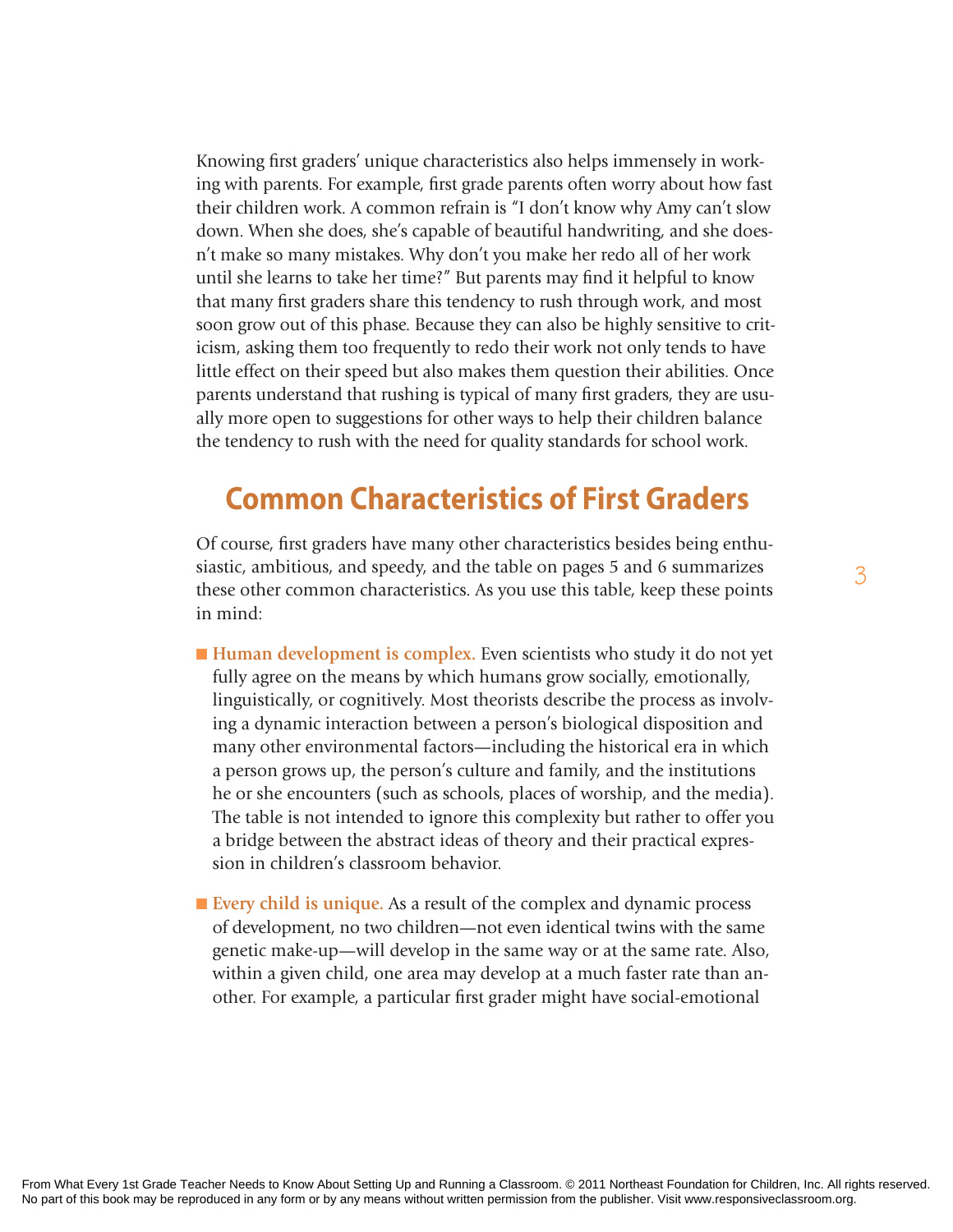Knowing first graders' unique characteristics also helps immensely in working with parents. For example, first grade parents often worry about how fast their children work. A common refrain is "I don't know why Amy can't slow down. When she does, she's capable of beautiful handwriting, and she doesn't make so many mistakes. Why don't you make her redo all of her work until she learns to take her time?" But parents may find it helpful to know that many first graders share this tendency to rush through work, and most soon grow out of this phase. Because they can also be highly sensitive to criticism, asking them too frequently to redo their work not only tends to have little effect on their speed but also makes them question their abilities. Once parents understand that rushing is typical of many first graders, they are usually more open to suggestions for other ways to help their children balance the tendency to rush with the need for quality standards for school work.

## Common Characteristics of First Graders

Of course, first graders have many other characteristics besides being enthusiastic, ambitious, and speedy, and the table on pages 5 and 6 summarizes these other common characteristics. As you use this table, keep these points in mind:

- **Human development is complex.** Even scientists who study it do not yet fully agree on the means by which humans grow socially, emotionally, linguistically, or cognitively. Most theorists describe the process as involving a dynamic interaction between a person's biological disposition and many other environmental factors—including the historical era in which a person grows up, the person's culture and family, and the institutions he or she encounters (such as schools, places of worship, and the media). The table is not intended to ignore this complexity but rather to offer you a bridge between the abstract ideas of theory and their practical expression in children's classroom behavior.

- **Every child is unique.** As a result of the complex and dynamic process of development, no two children—not even identical twins with the same genetic make-up—will develop in the same way or at the same rate. Also, within a given child, one area may develop at a much faster rate than another. For example, a particular first grader might have social-emotional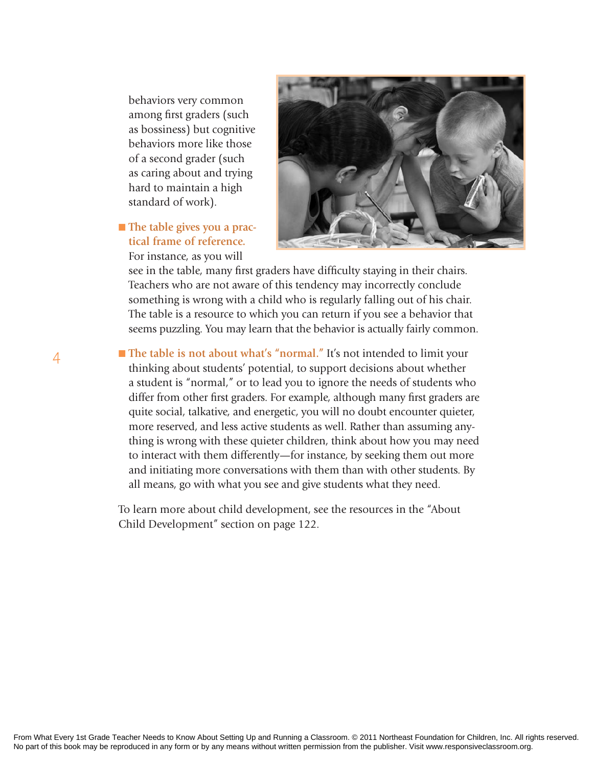behaviors very common among first graders (such as bossiness) but cognitive behaviors more like those of a second grader (such as caring about and trying hard to maintain a high standard of work).

- **The table gives you a practical frame of reference.** For instance, as you will see in the table, many first graders have difficulty staying in their chairs. Teachers who are not aware of this tendency may incorrectly conclude something is wrong with a child who is regularly falling out of his chair. The table is a resource to which you can return if you see a behavior that seems puzzling. You may learn that the behavior is actually fairly common.

- **The table is not about what's "normal."** It's not intended to limit your thinking about students' potential, to support decisions about whether a student is "normal," or to lead you to ignore the needs of students who differ from other first graders. For example, although many first graders are quite social, talkative, and energetic, you will no doubt encounter quieter, more reserved, and less active students as well. Rather than assuming anything is wrong with these quieter children, think about how you may need to interact with them differently—for instance, by seeking them out more and initiating more conversations with them than with other students. By all means, go with what you see and give students what they need.

To learn more about child development, see the resources in the "About Child Development" section on page 122.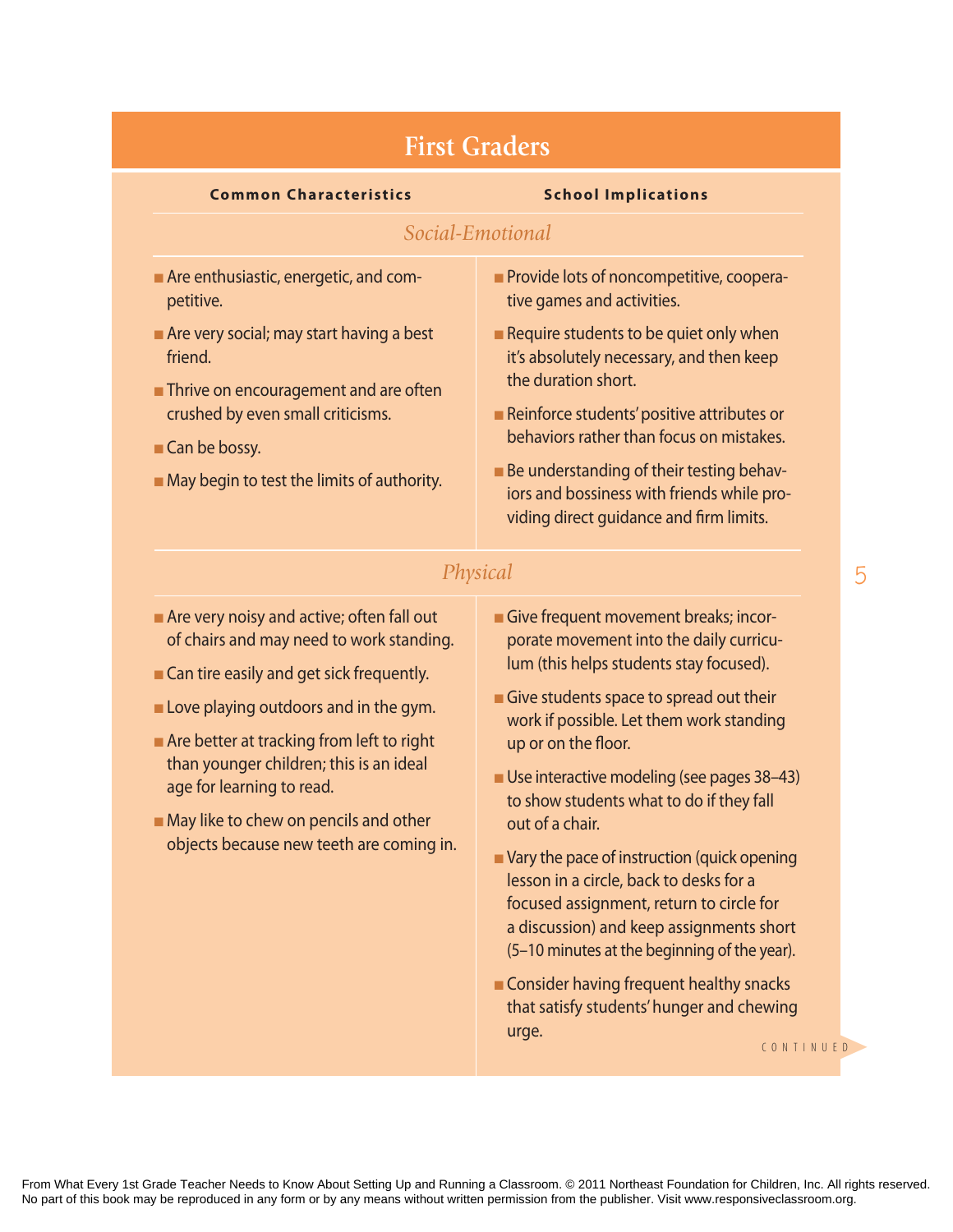## First Graders

| Common Characteristics | School Implications |
|---|---|
| ***Social-Emotional*** | |
| ■ Are enthusiastic, energetic, and competitive.<br>■ Are very social; may start having a best friend.<br>■ Thrive on encouragement and are often crushed by even small criticisms.<br>■ Can be bossy.<br>■ May begin to test the limits of authority. | ■ Provide lots of noncompetitive, cooperative games and activities.<br>■ Require students to be quiet only when it's absolutely necessary, and then keep the duration short.<br>■ Reinforce students' positive attributes or behaviors rather than focus on mistakes.<br>■ Be understanding of their testing behaviors and bossiness with friends while providing direct guidance and firm limits. |
| ***Physical*** | |
| ■ Are very noisy and active; often fall out of chairs and may need to work standing.<br>■ Can tire easily and get sick frequently.<br>■ Love playing outdoors and in the gym.<br>■ Are better at tracking from left to right than younger children; this is an ideal age for learning to read.<br>■ May like to chew on pencils and other objects because new teeth are coming in. | ■ Give frequent movement breaks; incorporate movement into the daily curriculum (this helps students stay focused).<br>■ Give students space to spread out their work if possible. Let them work standing up or on the floor.<br>■ Use interactive modeling (see pages 38–43) to show students what to do if they fall out of a chair.<br>■ Vary the pace of instruction (quick opening lesson in a circle, back to desks for a focused assignment, return to circle for a discussion) and keep assignments short (5–10 minutes at the beginning of the year).<br>■ Consider having frequent healthy snacks that satisfy students' hunger and chewing urge. |

CONTINUED

From What Every 1st Grade Teacher Needs to Know About Setting Up and Running a Classroom. © 2011 Northeast Foundation for Children, Inc. All rights reserved. No part of this book may be reproduced in any form or by any means without written permission from the publisher. Visit www.responsiveclassroom.org.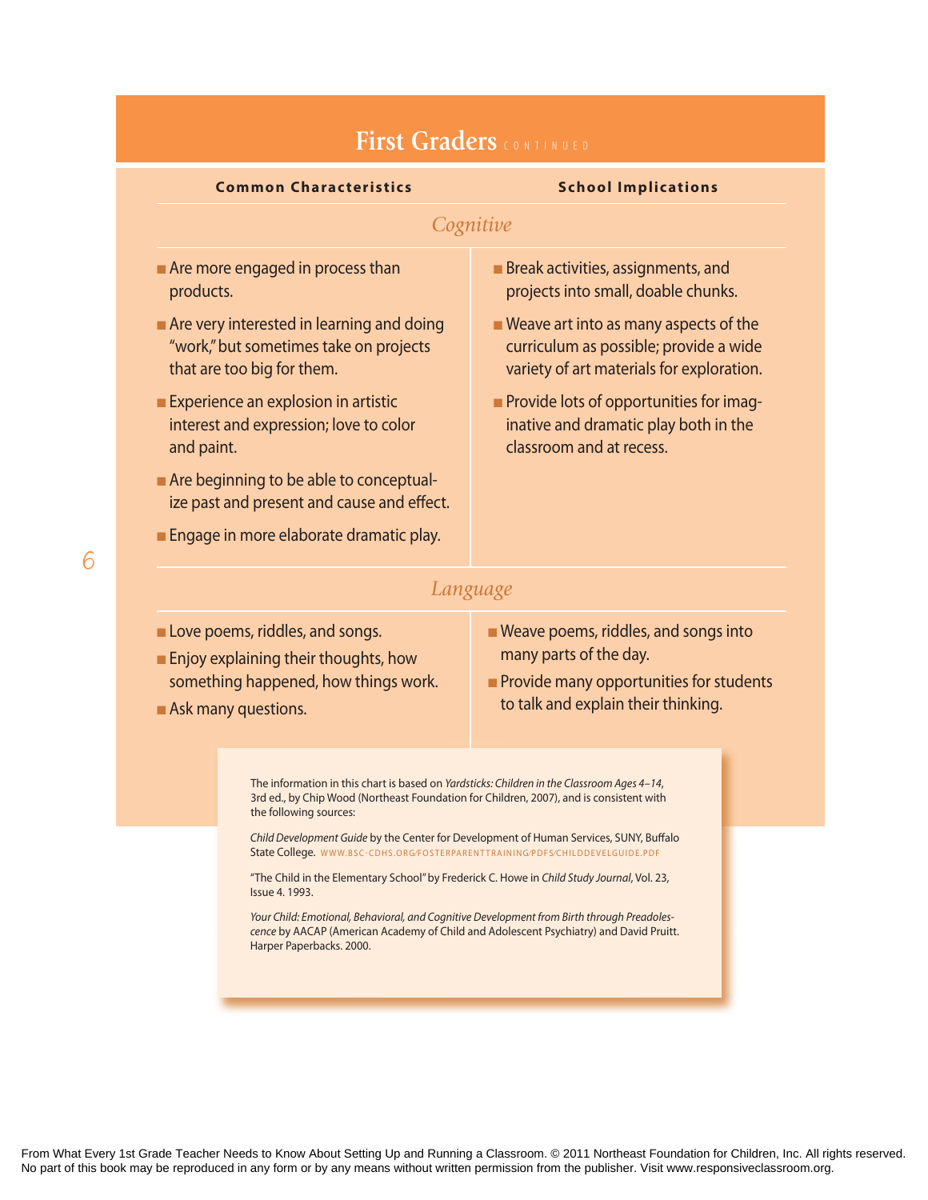## First Graders CONTINUED

| Common Characteristics | School Implications |
|---|---|
| ***Cognitive*** | |
| ■ Are more engaged in process than products.<br>■ Are very interested in learning and doing "work," but sometimes take on projects that are too big for them.<br>■ Experience an explosion in artistic interest and expression; love to color and paint.<br>■ Are beginning to be able to conceptualize past and present and cause and effect.<br>■ Engage in more elaborate dramatic play. | ■ Break activities, assignments, and projects into small, doable chunks.<br>■ Weave art into as many aspects of the curriculum as possible; provide a wide variety of art materials for exploration.<br>■ Provide lots of opportunities for imaginative and dramatic play both in the classroom and at recess. |
| ***Language*** | |
| ■ Love poems, riddles, and songs.<br>■ Enjoy explaining their thoughts, how something happened, how things work.<br>■ Ask many questions. | ■ Weave poems, riddles, and songs into many parts of the day.<br>■ Provide many opportunities for students to talk and explain their thinking. |

The information in this chart is based on *Yardsticks: Children in the Classroom Ages 4–14*, 3rd ed., by Chip Wood (Northeast Foundation for Children, 2007), and is consistent with the following sources:

*Child Development Guide* by the Center for Development of Human Services, SUNY, Buffalo State College. WWW.BSC-CDHS.ORG/FOSTERPARENTTRAINING/PDFS/CHILDDEVELGUIDE.PDF

"The Child in the Elementary School" by Frederick C. Howe in *Child Study Journal*, Vol. 23, Issue 4. 1993.

*Your Child: Emotional, Behavioral, and Cognitive Development from Birth through Preadolescence* by AACAP (American Academy of Child and Adolescent Psychiatry) and David Pruitt. Harper Paperbacks. 2000.

From What Every 1st Grade Teacher Needs to Know About Setting Up and Running a Classroom. © 2011 Northeast Foundation for Children, Inc. All rights reserved. No part of this book may be reproduced in any form or by any means without written permission from the publisher. Visit www.responsiveclassroom.org.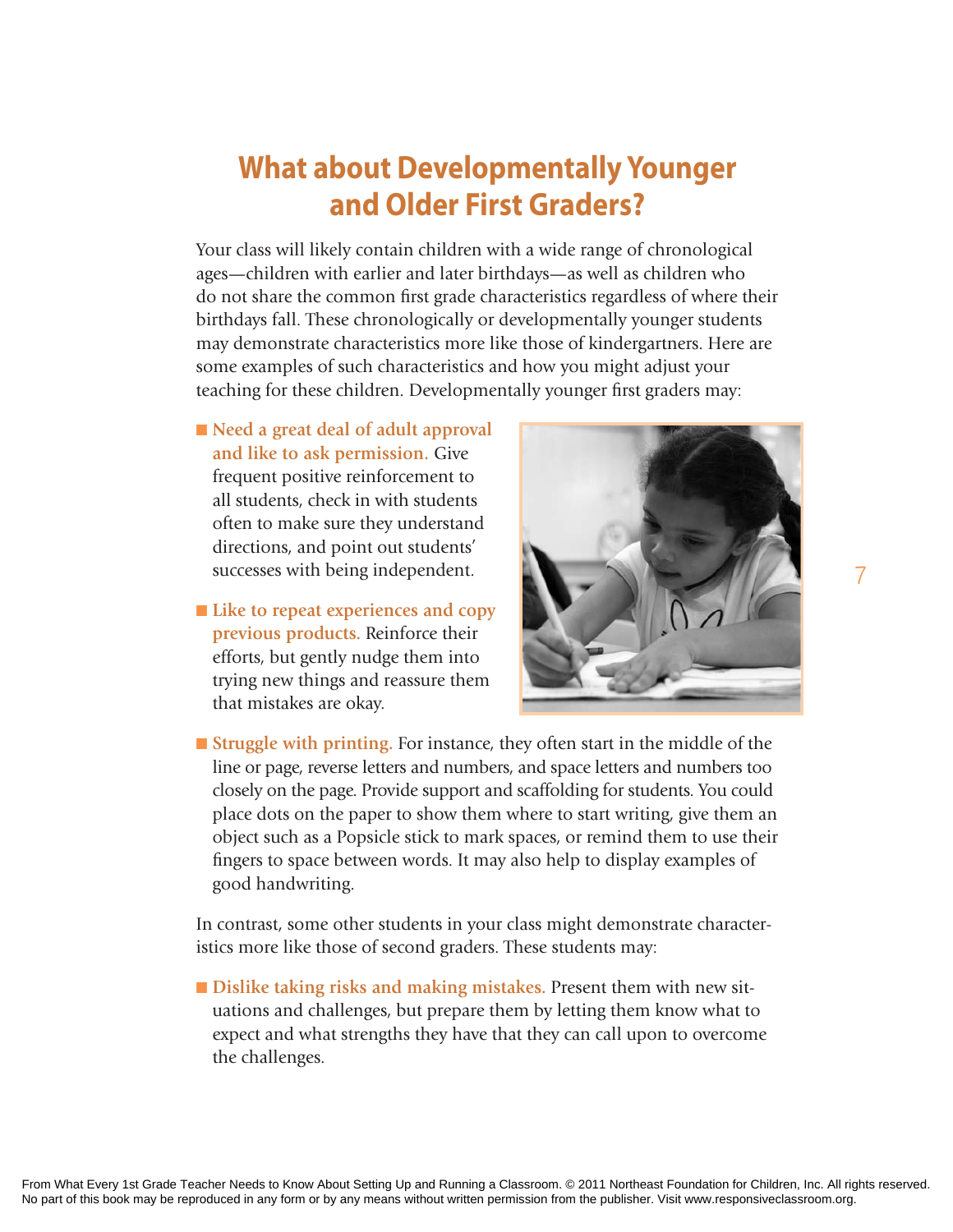# What about Developmentally Younger and Older First Graders?

Your class will likely contain children with a wide range of chronological ages—children with earlier and later birthdays—as well as children who do not share the common first grade characteristics regardless of where their birthdays fall. These chronologically or developmentally younger students may demonstrate characteristics more like those of kindergartners. Here are some examples of such characteristics and how you might adjust your teaching for these children. Developmentally younger first graders may:

- **Need a great deal of adult approval and like to ask permission.** Give frequent positive reinforcement to all students, check in with students often to make sure they understand directions, and point out students' successes with being independent.
- **Like to repeat experiences and copy previous products.** Reinforce their efforts, but gently nudge them into trying new things and reassure them that mistakes are okay.
- **Struggle with printing.** For instance, they often start in the middle of the line or page, reverse letters and numbers, and space letters and numbers too closely on the page. Provide support and scaffolding for students. You could place dots on the paper to show them where to start writing, give them an object such as a Popsicle stick to mark spaces, or remind them to use their fingers to space between words. It may also help to display examples of good handwriting.

In contrast, some other students in your class might demonstrate characteristics more like those of second graders. These students may:

- **Dislike taking risks and making mistakes.** Present them with new situations and challenges, but prepare them by letting them know what to expect and what strengths they have that they can call upon to overcome the challenges.

From What Every 1st Grade Teacher Needs to Know About Setting Up and Running a Classroom. © 2011 Northeast Foundation for Children, Inc. All rights reserved. No part of this book may be reproduced in any form or by any means without written permission from the publisher. Visit www.responsiveclassroom.org.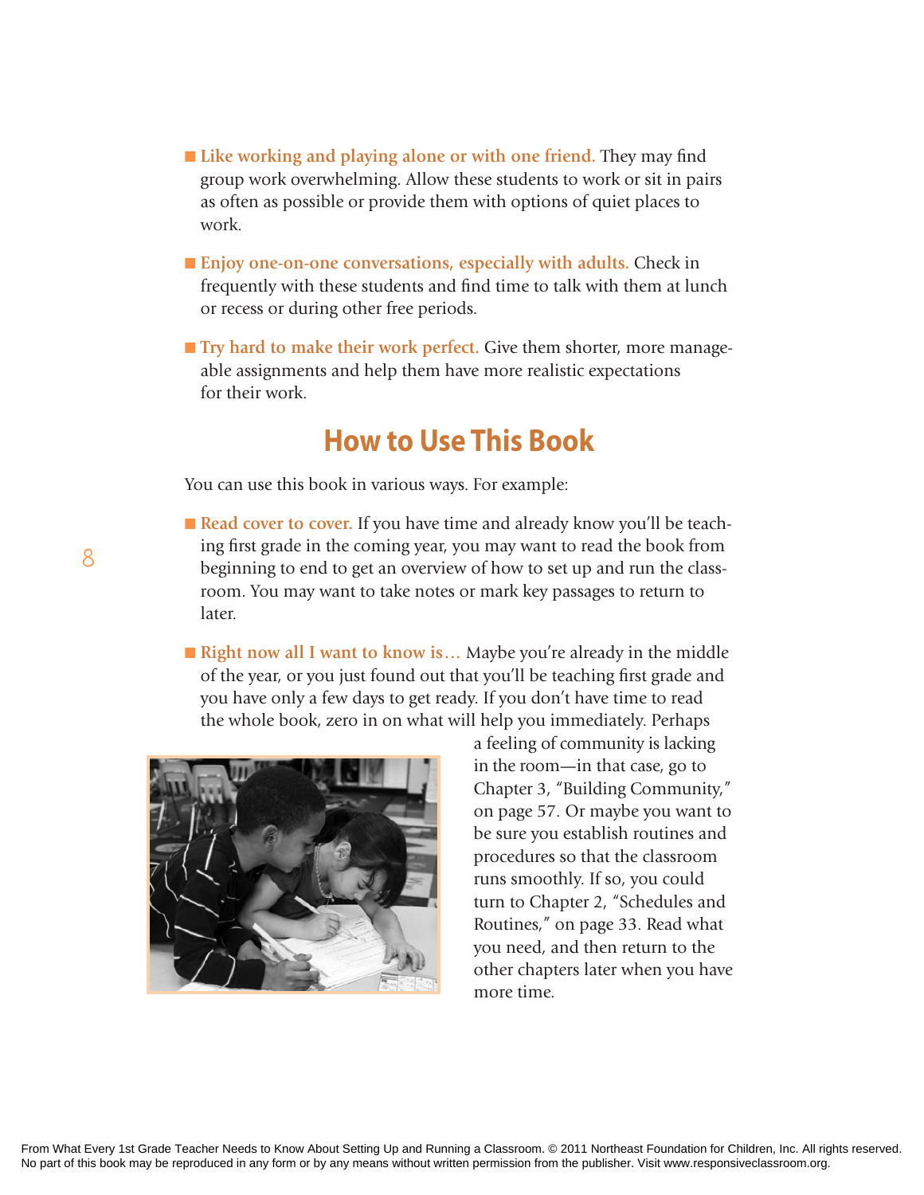- **Like working and playing alone or with one friend.** They may find group work overwhelming. Allow these students to work or sit in pairs as often as possible or provide them with options of quiet places to work.

- **Enjoy one-on-one conversations, especially with adults.** Check in frequently with these students and find time to talk with them at lunch or recess or during other free periods.

- **Try hard to make their work perfect.** Give them shorter, more manageable assignments and help them have more realistic expectations for their work.

## How to Use This Book

You can use this book in various ways. For example:

- **Read cover to cover.** If you have time and already know you'll be teaching first grade in the coming year, you may want to read the book from beginning to end to get an overview of how to set up and run the classroom. You may want to take notes or mark key passages to return to later.

- **Right now all I want to know is…** Maybe you're already in the middle of the year, or you just found out that you'll be teaching first grade and you have only a few days to get ready. If you don't have time to read the whole book, zero in on what will help you immediately. Perhaps a feeling of community is lacking in the room—in that case, go to Chapter 3, "Building Community," on page 57. Or maybe you want to be sure you establish routines and procedures so that the classroom runs smoothly. If so, you could turn to Chapter 2, "Schedules and Routines," on page 33. Read what you need, and then return to the other chapters later when you have more time.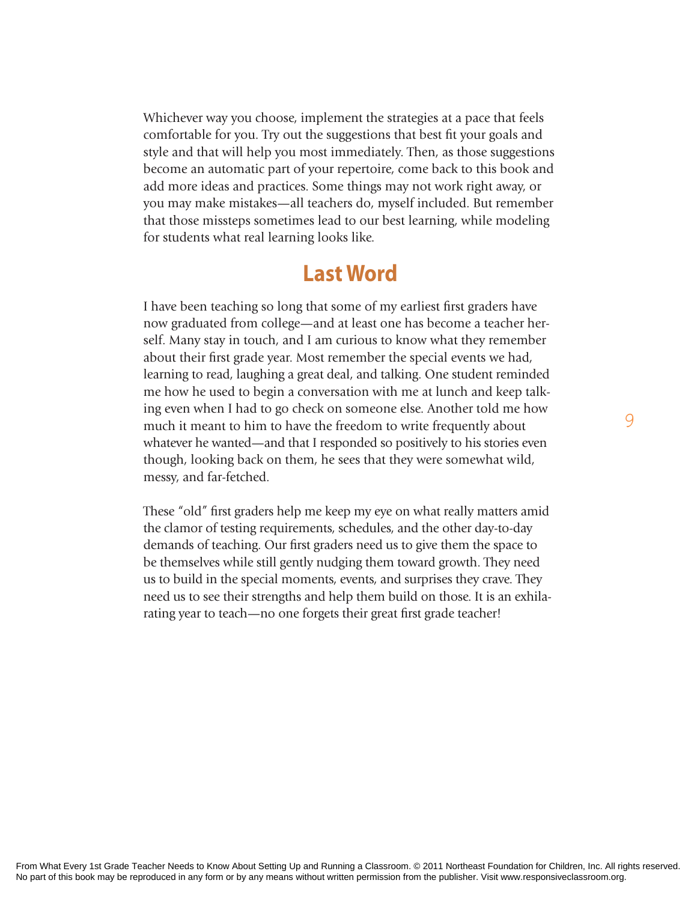Whichever way you choose, implement the strategies at a pace that feels comfortable for you. Try out the suggestions that best fit your goals and style and that will help you most immediately. Then, as those suggestions become an automatic part of your repertoire, come back to this book and add more ideas and practices. Some things may not work right away, or you may make mistakes—all teachers do, myself included. But remember that those missteps sometimes lead to our best learning, while modeling for students what real learning looks like.

## Last Word

I have been teaching so long that some of my earliest first graders have now graduated from college—and at least one has become a teacher herself. Many stay in touch, and I am curious to know what they remember about their first grade year. Most remember the special events we had, learning to read, laughing a great deal, and talking. One student reminded me how he used to begin a conversation with me at lunch and keep talking even when I had to go check on someone else. Another told me how much it meant to him to have the freedom to write frequently about whatever he wanted—and that I responded so positively to his stories even though, looking back on them, he sees that they were somewhat wild, messy, and far-fetched.

These "old" first graders help me keep my eye on what really matters amid the clamor of testing requirements, schedules, and the other day-to-day demands of teaching. Our first graders need us to give them the space to be themselves while still gently nudging them toward growth. They need us to build in the special moments, events, and surprises they crave. They need us to see their strengths and help them build on those. It is an exhilarating year to teach—no one forgets their great first grade teacher!